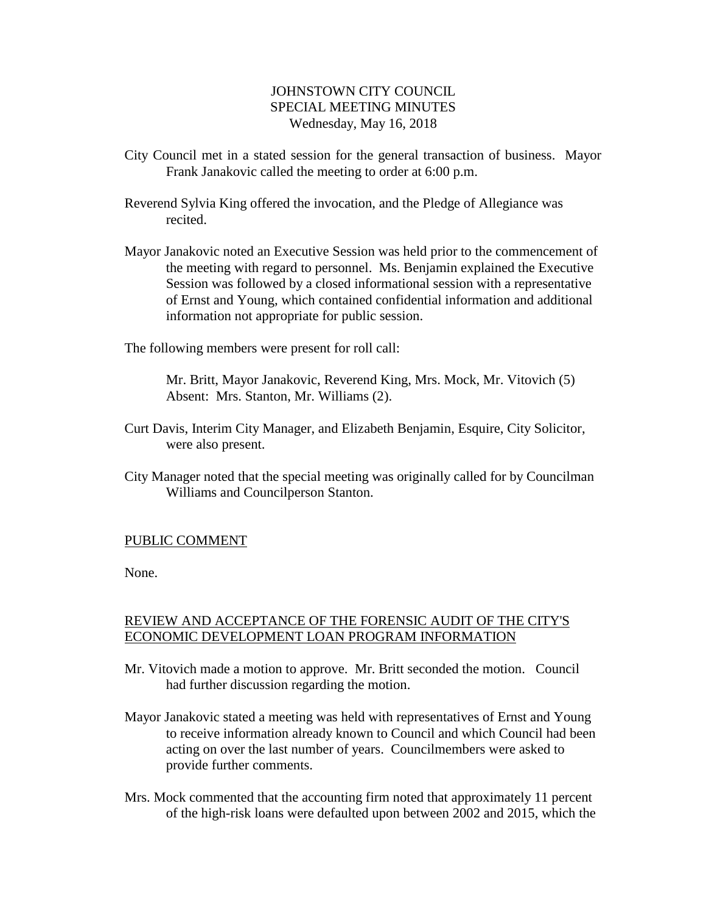JOHNSTOWN CITY COUNCIL
SPECIAL MEETING MINUTES
Wednesday, May 16, 2018

City Council met in a stated session for the general transaction of business. Mayor Frank Janakovic called the meeting to order at 6:00 p.m.

Reverend Sylvia King offered the invocation, and the Pledge of Allegiance was recited.

Mayor Janakovic noted an Executive Session was held prior to the commencement of the meeting with regard to personnel. Ms. Benjamin explained the Executive Session was followed by a closed informational session with a representative of Ernst and Young, which contained confidential information and additional information not appropriate for public session.

The following members were present for roll call:

Mr. Britt, Mayor Janakovic, Reverend King, Mrs. Mock, Mr. Vitovich (5)
Absent: Mrs. Stanton, Mr. Williams (2).

Curt Davis, Interim City Manager, and Elizabeth Benjamin, Esquire, City Solicitor, were also present.

City Manager noted that the special meeting was originally called for by Councilman Williams and Councilperson Stanton.

PUBLIC COMMENT

None.

REVIEW AND ACCEPTANCE OF THE FORENSIC AUDIT OF THE CITY'S ECONOMIC DEVELOPMENT LOAN PROGRAM INFORMATION

Mr. Vitovich made a motion to approve. Mr. Britt seconded the motion. Council had further discussion regarding the motion.

Mayor Janakovic stated a meeting was held with representatives of Ernst and Young to receive information already known to Council and which Council had been acting on over the last number of years. Councilmembers were asked to provide further comments.

Mrs. Mock commented that the accounting firm noted that approximately 11 percent of the high-risk loans were defaulted upon between 2002 and 2015, which the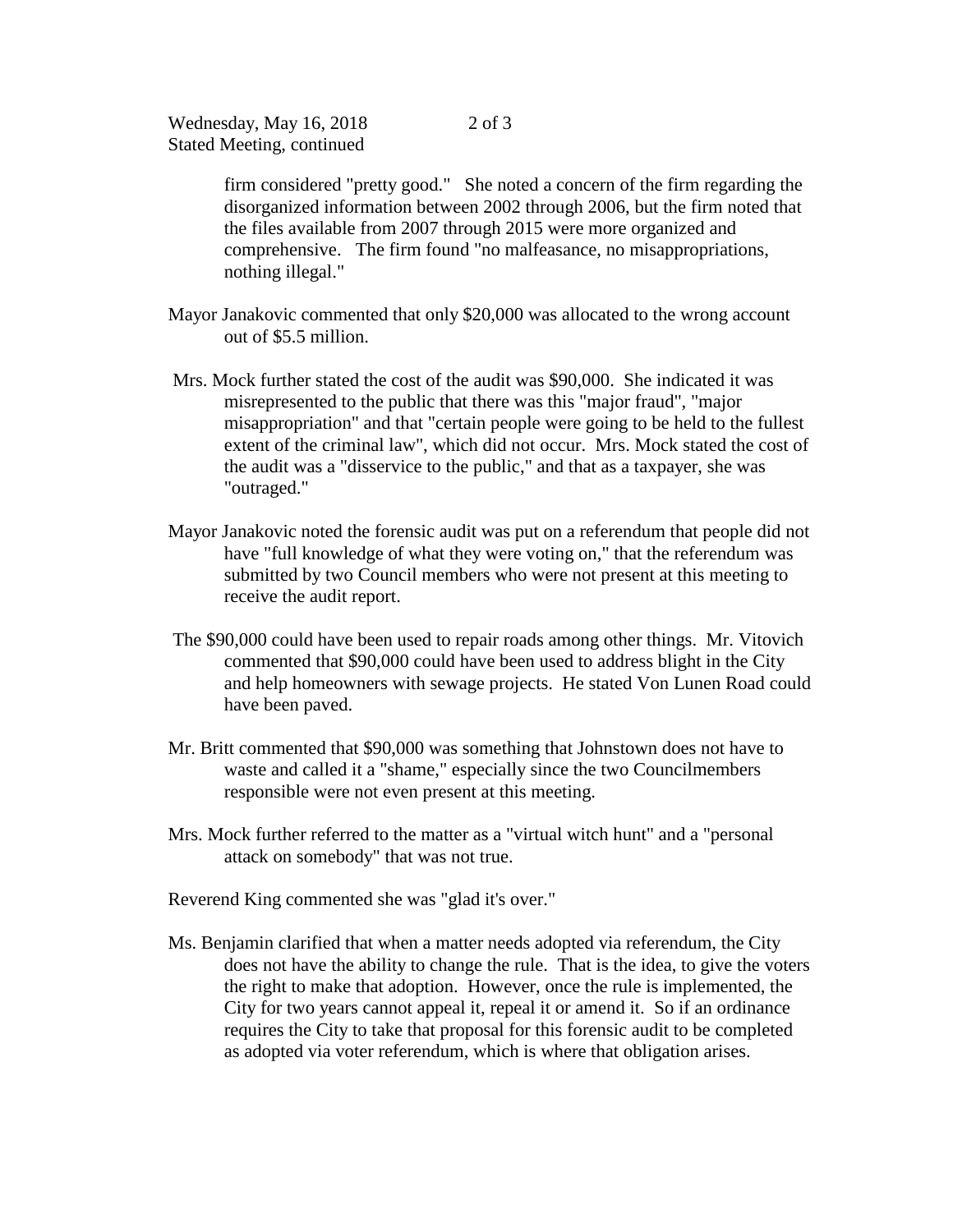firm considered "pretty good." She noted a concern of the firm regarding the disorganized information between 2002 through 2006, but the firm noted that the files available from 2007 through 2015 were more organized and comprehensive. The firm found "no malfeasance, no misappropriations, nothing illegal."

Mayor Janakovic commented that only $20,000 was allocated to the wrong account out of $5.5 million.

Mrs. Mock further stated the cost of the audit was $90,000. She indicated it was misrepresented to the public that there was this "major fraud", "major misappropriation" and that "certain people were going to be held to the fullest extent of the criminal law", which did not occur. Mrs. Mock stated the cost of the audit was a "disservice to the public," and that as a taxpayer, she was "outraged."

Mayor Janakovic noted the forensic audit was put on a referendum that people did not have "full knowledge of what they were voting on," that the referendum was submitted by two Council members who were not present at this meeting to receive the audit report.

The $90,000 could have been used to repair roads among other things. Mr. Vitovich commented that $90,000 could have been used to address blight in the City and help homeowners with sewage projects. He stated Von Lunen Road could have been paved.

Mr. Britt commented that $90,000 was something that Johnstown does not have to waste and called it a "shame," especially since the two Councilmembers responsible were not even present at this meeting.

Mrs. Mock further referred to the matter as a "virtual witch hunt" and a "personal attack on somebody" that was not true.

Reverend King commented she was "glad it's over."

Ms. Benjamin clarified that when a matter needs adopted via referendum, the City does not have the ability to change the rule. That is the idea, to give the voters the right to make that adoption. However, once the rule is implemented, the City for two years cannot appeal it, repeal it or amend it. So if an ordinance requires the City to take that proposal for this forensic audit to be completed as adopted via voter referendum, which is where that obligation arises.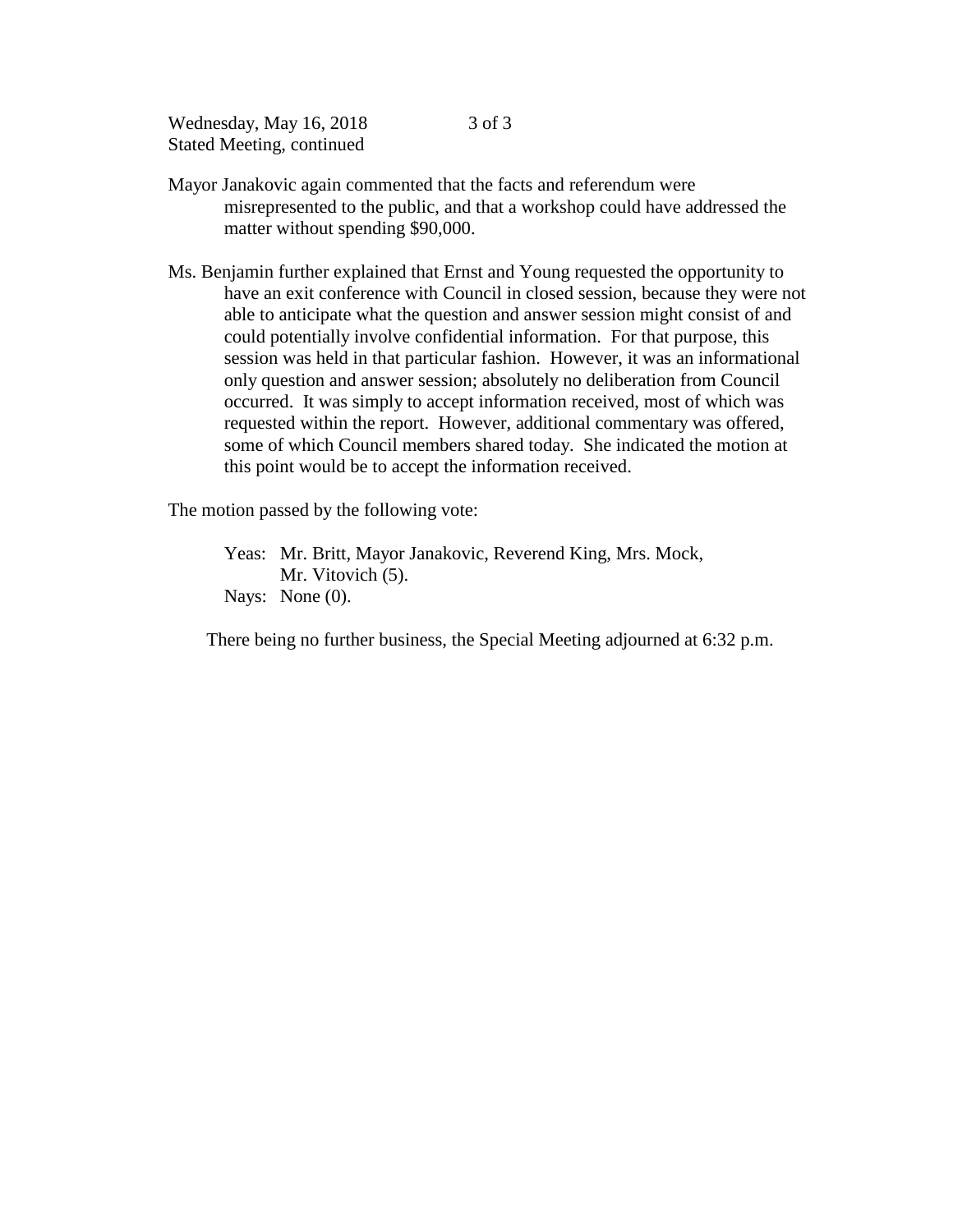Mayor Janakovic again commented that the facts and referendum were misrepresented to the public, and that a workshop could have addressed the matter without spending $90,000.

Ms. Benjamin further explained that Ernst and Young requested the opportunity to have an exit conference with Council in closed session, because they were not able to anticipate what the question and answer session might consist of and could potentially involve confidential information. For that purpose, this session was held in that particular fashion. However, it was an informational only question and answer session; absolutely no deliberation from Council occurred. It was simply to accept information received, most of which was requested within the report. However, additional commentary was offered, some of which Council members shared today. She indicated the motion at this point would be to accept the information received.

The motion passed by the following vote:

Yeas: Mr. Britt, Mayor Janakovic, Reverend King, Mrs. Mock, Mr. Vitovich (5).
Nays: None (0).

There being no further business, the Special Meeting adjourned at 6:32 p.m.